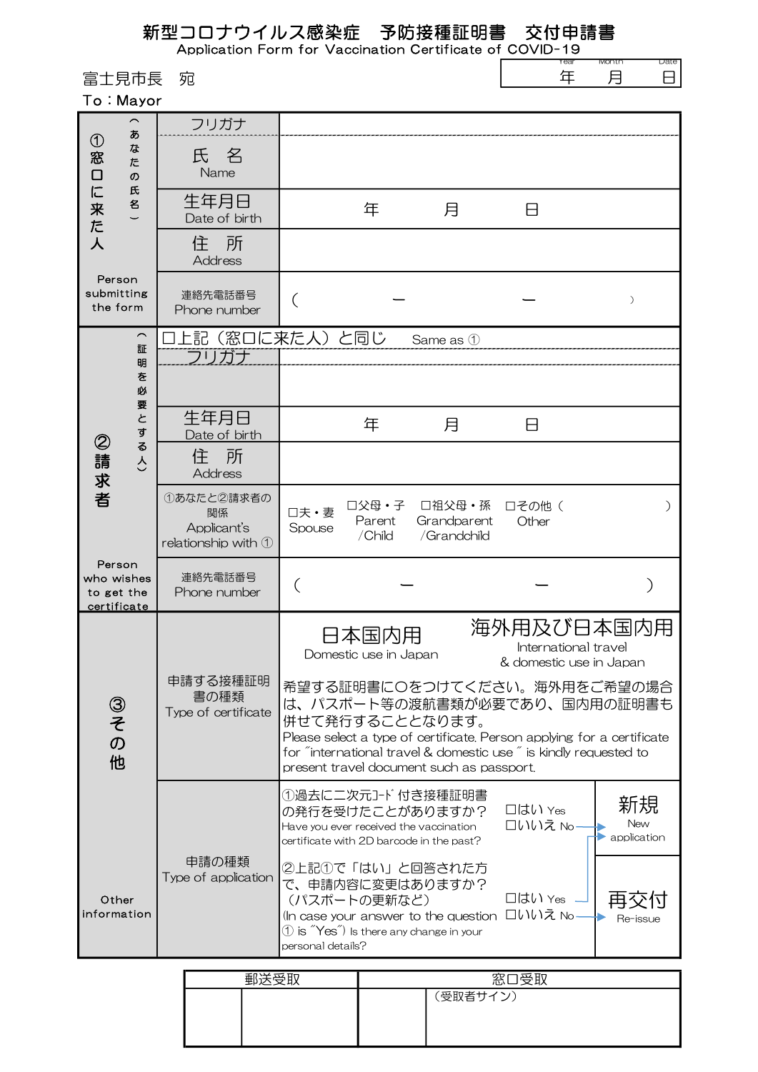# 新型コロナウイルス感染症　予防接種証明書　交付申請書

Application Form for Vaccination Certificate of COVID-19

| Year | Month | Date |
|---|---|---|
| 年 | 月 | 日 |

富士見市長　宛

To：Mayor

| | | |
|---|---|---|
| ①窓口に来た人（あなたの氏名） Person submitting the form | フリガナ | |
| | 氏　名 Name | |
| | 生年月日 Date of birth | 年　　月　　日 |
| | 住　所 Address | |
| | 連絡先電話番号 Phone number | （　　－　　－　　） |
| ②請求者（証明を必要とする人） Person who wishes to get the certificate | □上記（窓口に来た人）と同じ　Same as ① | |
| | フリガナ | |
| | | |
| | 生年月日 Date of birth | 年　　月　　日 |
| | 住　所 Address | |
| | ①あなたと②請求者の関係 Applicant's relationship with ① | □夫・妻 Spouse　□父母・子 Parent /Child　□祖父母・孫 Grandparent /Grandchild　□その他（　　） Other |
| | 連絡先電話番号 Phone number | （　　－　　－　　） |
| ③その他 Other information | 申請する接種証明書の種類 Type of certificate | 日本国内用 Domestic use in Japan　／　海外用及び日本国内用 International travel & domestic use in Japan<br>希望する証明書に〇をつけてください。海外用をご希望の場合は、パスポート等の渡航書類が必要であり、国内用の証明書も併せて発行することとなります。<br>Please select a type of certificate. Person applying for a certificate for "international travel & domestic use " is kindly requested to present travel document such as passport. |
| | 申請の種類 Type of application | ①過去に二次元コード付き接種証明書の発行を受けたことがありますか？ Have you ever received the vaccination certificate with 2D barcode in the past?　□はい Yes（→②へ）　□いいえ No → 新規 New application<br>②上記①で「はい」と回答された方で、申請内容に変更はありますか？（パスポートの更新など） (In case your answer to the question ① is "Yes") Is there any change in your personal details?　□はい Yes → 新規 New application　□いいえ No → 再交付 Re-issue |

| 郵送受取 | | 窓口受取 | |
|---|---|---|---|
| | | | （受取者サイン） |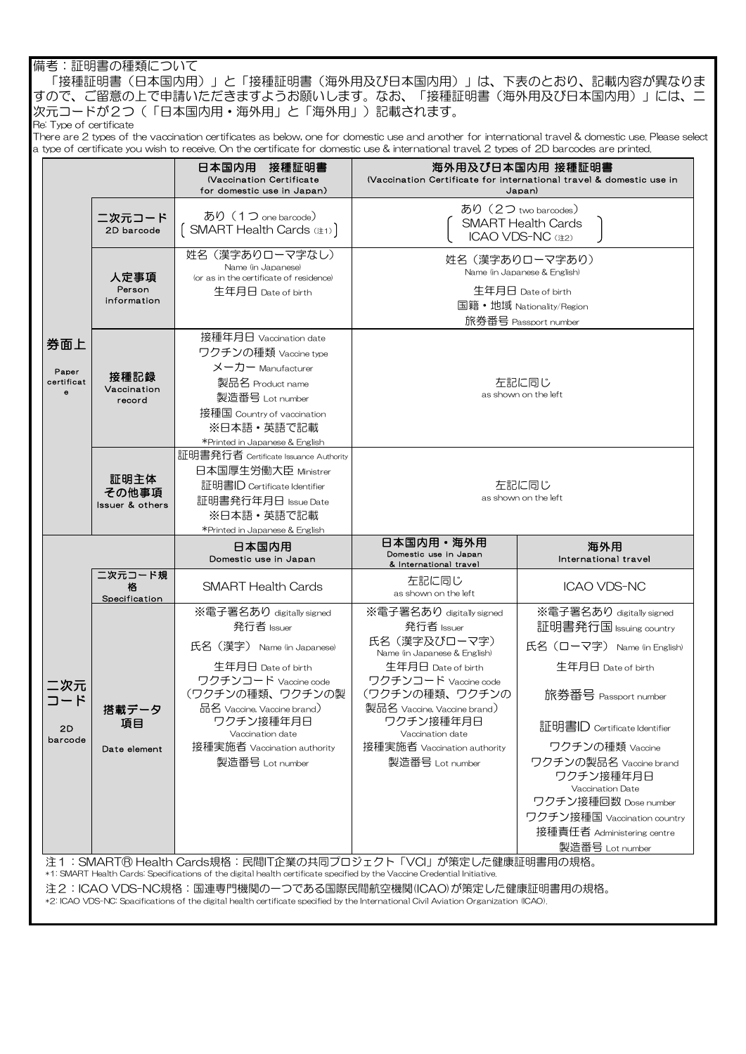備考：証明書の種類について

「接種証明書（日本国内用）」と「接種証明書（海外用及び日本国内用）」は、下表のとおり、記載内容が異なりますので、ご留意の上で申請いただきますようお願いします。なお、「接種証明書（海外用及び日本国内用）」には、二次元コードが2つ（「日本国内用・海外用」と「海外用」）記載されます。

Re: Type of certificate

There are 2 types of the vaccination certificates as below, one for domestic use and another for international travel & domestic use. Please select a type of certificate you wish to receive. On the certificate for domestic use & international travel, 2 types of 2D barcodes are printed.

| | | 日本国内用　接種証明書 (Vaccination Certificate for domestic use in Japan) | 海外用及び日本国内用 接種証明書 (Vaccination Certificate for international travel & domestic use in Japan) | |
|---|---|---|---|---|
| 券面上 Paper certificate | 二次元コード 2D barcode | あり（1つ one barcode） ［SMART Health Cards (注1)］ | あり（2つ two barcodes） （SMART Health Cards / ICAO VDS-NC (注2)） | |
| | 人定事項 Person information | 姓名（漢字ありローマ字なし） Name (in Japanese) (or as in the certificate of residence)<br>生年月日 Date of birth | 姓名（漢字ありローマ字あり） Name (in Japanese & English)<br>生年月日 Date of birth<br>国籍・地域 Nationality/Region<br>旅券番号 Passport number | |
| | 接種記録 Vaccination record | 接種年月日 Vaccination date<br>ワクチンの種類 Vaccine type<br>メーカー Manufacturer<br>製品名 Product name<br>製造番号 Lot number<br>接種国 Country of vaccination<br>※日本語・英語で記載<br>*Printed in Japanese & English | 左記に同じ as shown on the left | |
| | 証明主体 その他事項 Issuer & others | 証明書発行者 Certificate Issuance Authority<br>日本国厚生労働大臣 Ministrer<br>証明書ID Certificate Identifier<br>証明書発行年月日 Issue Date<br>※日本語・英語で記載<br>*Printed in Japanese & English | 左記に同じ as shown on the left | |
| 二次元コード 2D barcode | | 日本国内用 Domestic use in Japan | 日本国内用・海外用 Domestic use in Japan & International travel | 海外用 International travel |
| | 二次元コード規格 Specification | SMART Health Cards | 左記に同じ as shown on the left | ICAO VDS-NC |
| | 搭載データ項目 Date element | ※電子署名あり digitally signed<br>発行者 Issuer<br>氏名（漢字） Name (in Japanese)<br>生年月日 Date of birth<br>ワクチンコード Vaccine code (ワクチンの種類、ワクチンの製品名 Vaccine, Vaccine brand)<br>ワクチン接種年月日 Vaccination date<br>接種実施者 Vaccination authority<br>製造番号 Lot number | ※電子署名あり digitally signed<br>発行者 Issuer<br>氏名（漢字及びローマ字） Name (in Japanese & English)<br>生年月日 Date of birth<br>ワクチンコード Vaccine code (ワクチンの種類、ワクチンの製品名 Vaccine, Vaccine brand)<br>ワクチン接種年月日 Vaccination date<br>接種実施者 Vaccination authority<br>製造番号 Lot number | ※電子署名あり digitally signed<br>証明書発行国 Issuing country<br>氏名（ローマ字） Name (in English)<br>生年月日 Date of birth<br>旅券番号 Passport number<br>証明書ID Certificate Identifier<br>ワクチンの種類 Vaccine<br>ワクチンの製品名 Vaccine brand<br>ワクチン接種年月日 Vaccination Date<br>ワクチン接種回数 Dose number<br>ワクチン接種国 Vaccination country<br>接種責任者 Administering centre<br>製造番号 Lot number |

注1：SMART® Health Cards規格：民間IT企業の共同プロジェクト「VCI」が策定した健康証明書用の規格。
*1: SMART Health Cards: Specifications of the digital health certificate specified by the Vaccine Credential Initiative.

注2：ICAO VDS-NC規格：国連専門機関の一つである国際民間航空機関(ICAO)が策定した健康証明書用の規格。
*2: ICAO VDS-NC: Spacifications of the digital health certificate specified by the International Civil Aviation Organization (ICAO).